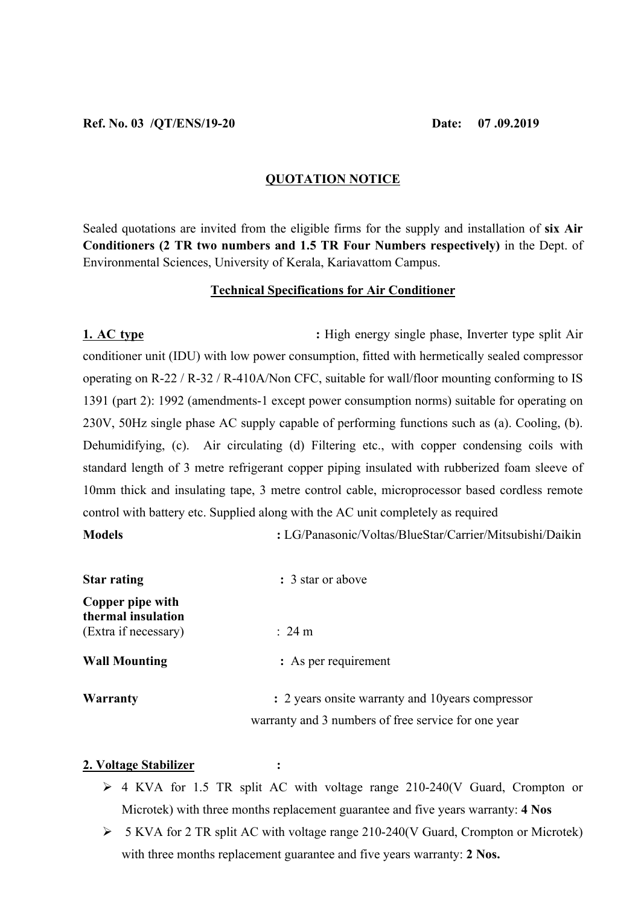**Ref. No. 03 /QT/ENS/19-20** **Date: 07 .09.2019**

## QUOTATION NOTICE

Sealed quotations are invited from the eligible firms for the supply and installation of **six Air Conditioners (2 TR two numbers and 1.5 TR Four Numbers respectively)** in the Dept. of Environmental Sciences, University of Kerala, Kariavattom Campus.

### Technical Specifications for Air Conditioner

**1. AC type** : High energy single phase, Inverter type split Air conditioner unit (IDU) with low power consumption, fitted with hermetically sealed compressor operating on R-22 / R-32 / R-410A/Non CFC, suitable for wall/floor mounting conforming to IS 1391 (part 2): 1992 (amendments-1 except power consumption norms) suitable for operating on 230V, 50Hz single phase AC supply capable of performing functions such as (a). Cooling, (b). Dehumidifying, (c). Air circulating (d) Filtering etc., with copper condensing coils with standard length of 3 metre refrigerant copper piping insulated with rubberized foam sleeve of 10mm thick and insulating tape, 3 metre control cable, microprocessor based cordless remote control with battery etc. Supplied along with the AC unit completely as required

**Models** : LG/Panasonic/Voltas/BlueStar/Carrier/Mitsubishi/Daikin

**Star rating** : 3 star or above

**Copper pipe with thermal insulation** (Extra if necessary) : 24 m

**Wall Mounting** : As per requirement

**Warranty** : 2 years onsite warranty and 10years compressor warranty and 3 numbers of free service for one year

**2. Voltage Stabilizer** :

- 4 KVA for 1.5 TR split AC with voltage range 210-240(V Guard, Crompton or Microtek) with three months replacement guarantee and five years warranty: **4 Nos**
- 5 KVA for 2 TR split AC with voltage range 210-240(V Guard, Crompton or Microtek) with three months replacement guarantee and five years warranty: **2 Nos.**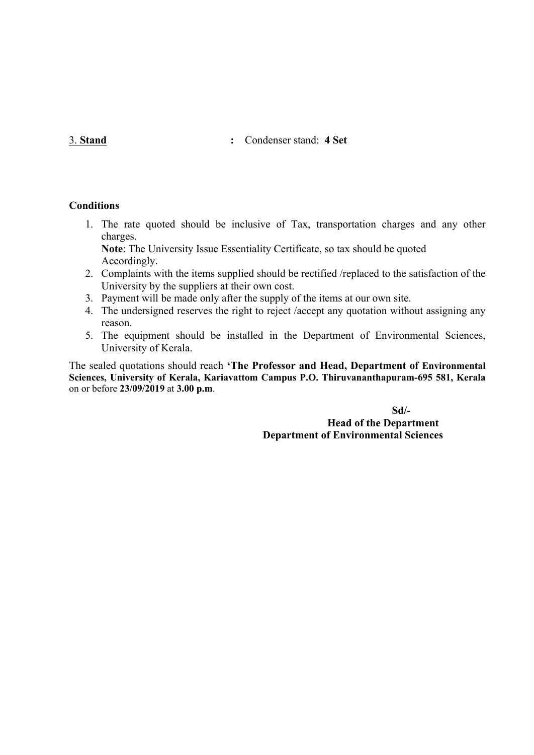3. **Stand** : Condenser stand: **4 Set**

**Conditions**

1. The rate quoted should be inclusive of Tax, transportation charges and any other charges.
   **Note**: The University Issue Essentiality Certificate, so tax should be quoted Accordingly.
2. Complaints with the items supplied should be rectified /replaced to the satisfaction of the University by the suppliers at their own cost.
3. Payment will be made only after the supply of the items at our own site.
4. The undersigned reserves the right to reject /accept any quotation without assigning any reason.
5. The equipment should be installed in the Department of Environmental Sciences, University of Kerala.

The sealed quotations should reach **'The Professor and Head, Department of Environmental Sciences, University of Kerala, Kariavattom Campus P.O. Thiruvananthapuram-695 581, Kerala** on or before **23/09/2019** at **3.00 p.m**.

**Sd/-**
**Head of the Department**
**Department of Environmental Sciences**